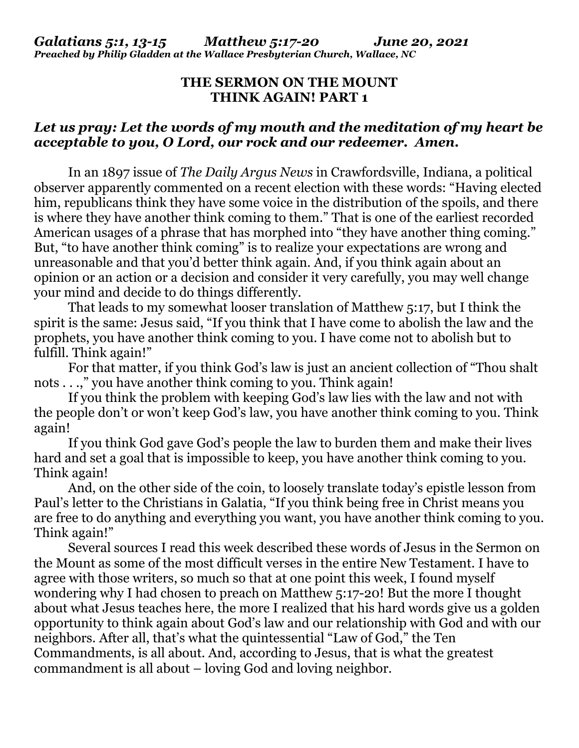*Galatians 5:1, 13-15 Matthew 5:17-20 June 20, 2021*
*Preached by Philip Gladden at the Wallace Presbyterian Church, Wallace, NC*

## THE SERMON ON THE MOUNT
## THINK AGAIN! PART 1

***Let us pray: Let the words of my mouth and the meditation of my heart be acceptable to you, O Lord, our rock and our redeemer. Amen.***

In an 1897 issue of *The Daily Argus News* in Crawfordsville, Indiana, a political observer apparently commented on a recent election with these words: "Having elected him, republicans think they have some voice in the distribution of the spoils, and there is where they have another think coming to them." That is one of the earliest recorded American usages of a phrase that has morphed into "they have another thing coming." But, "to have another think coming" is to realize your expectations are wrong and unreasonable and that you'd better think again. And, if you think again about an opinion or an action or a decision and consider it very carefully, you may well change your mind and decide to do things differently.

That leads to my somewhat looser translation of Matthew 5:17, but I think the spirit is the same: Jesus said, "If you think that I have come to abolish the law and the prophets, you have another think coming to you. I have come not to abolish but to fulfill. Think again!"

For that matter, if you think God's law is just an ancient collection of "Thou shalt nots . . .," you have another think coming to you. Think again!

If you think the problem with keeping God's law lies with the law and not with the people don't or won't keep God's law, you have another think coming to you. Think again!

If you think God gave God's people the law to burden them and make their lives hard and set a goal that is impossible to keep, you have another think coming to you. Think again!

And, on the other side of the coin, to loosely translate today's epistle lesson from Paul's letter to the Christians in Galatia, "If you think being free in Christ means you are free to do anything and everything you want, you have another think coming to you. Think again!"

Several sources I read this week described these words of Jesus in the Sermon on the Mount as some of the most difficult verses in the entire New Testament. I have to agree with those writers, so much so that at one point this week, I found myself wondering why I had chosen to preach on Matthew 5:17-20! But the more I thought about what Jesus teaches here, the more I realized that his hard words give us a golden opportunity to think again about God's law and our relationship with God and with our neighbors. After all, that's what the quintessential "Law of God," the Ten Commandments, is all about. And, according to Jesus, that is what the greatest commandment is all about – loving God and loving neighbor.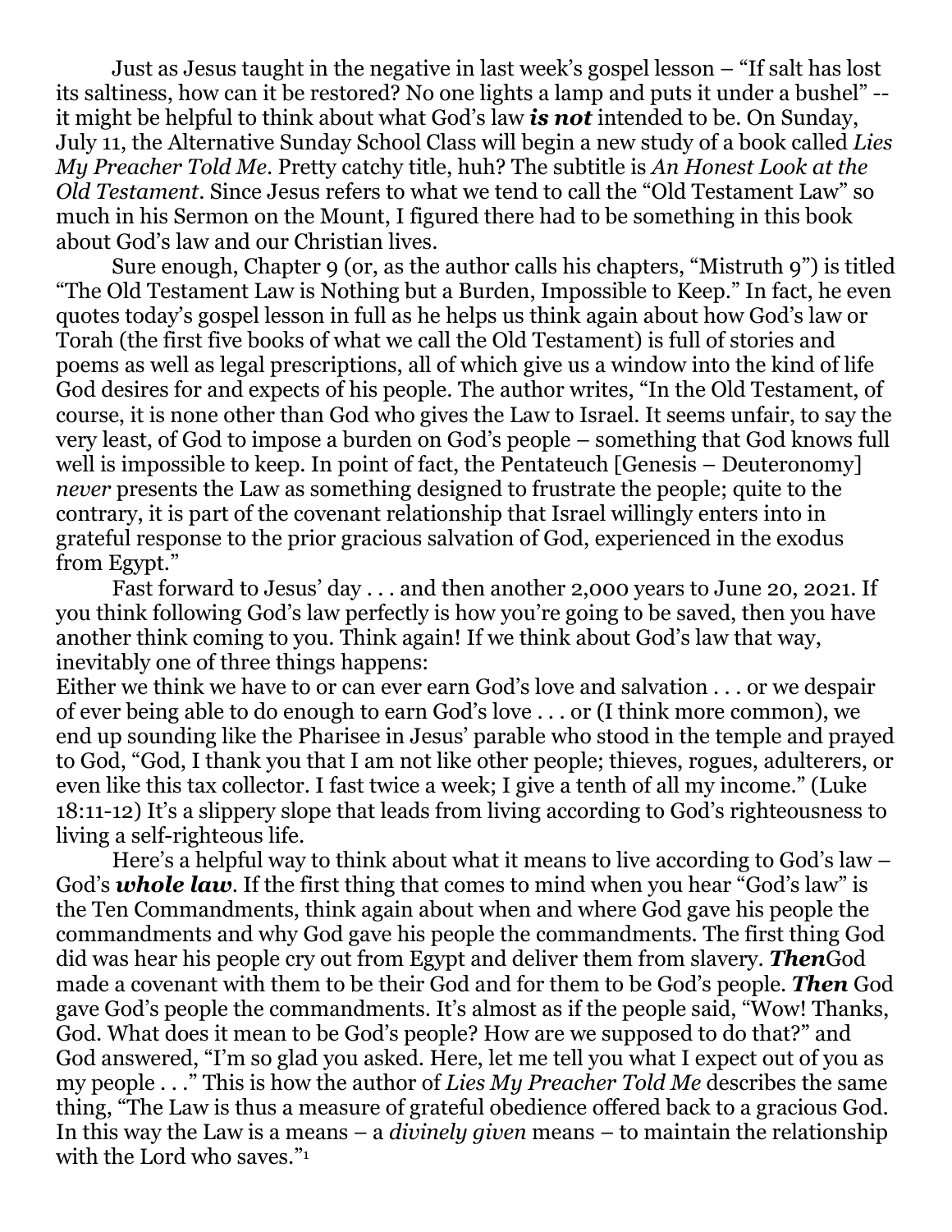Just as Jesus taught in the negative in last week's gospel lesson – "If salt has lost its saltiness, how can it be restored? No one lights a lamp and puts it under a bushel" -- it might be helpful to think about what God's law ***is not*** intended to be. On Sunday, July 11, the Alternative Sunday School Class will begin a new study of a book called *Lies My Preacher Told Me*. Pretty catchy title, huh? The subtitle is *An Honest Look at the Old Testament*. Since Jesus refers to what we tend to call the "Old Testament Law" so much in his Sermon on the Mount, I figured there had to be something in this book about God's law and our Christian lives.

Sure enough, Chapter 9 (or, as the author calls his chapters, "Mistruth 9") is titled "The Old Testament Law is Nothing but a Burden, Impossible to Keep." In fact, he even quotes today's gospel lesson in full as he helps us think again about how God's law or Torah (the first five books of what we call the Old Testament) is full of stories and poems as well as legal prescriptions, all of which give us a window into the kind of life God desires for and expects of his people. The author writes, "In the Old Testament, of course, it is none other than God who gives the Law to Israel. It seems unfair, to say the very least, of God to impose a burden on God's people – something that God knows full well is impossible to keep. In point of fact, the Pentateuch [Genesis – Deuteronomy] *never* presents the Law as something designed to frustrate the people; quite to the contrary, it is part of the covenant relationship that Israel willingly enters into in grateful response to the prior gracious salvation of God, experienced in the exodus from Egypt."

Fast forward to Jesus' day . . . and then another 2,000 years to June 20, 2021. If you think following God's law perfectly is how you're going to be saved, then you have another think coming to you. Think again! If we think about God's law that way, inevitably one of three things happens:

Either we think we have to or can ever earn God's love and salvation . . . or we despair of ever being able to do enough to earn God's love . . . or (I think more common), we end up sounding like the Pharisee in Jesus' parable who stood in the temple and prayed to God, "God, I thank you that I am not like other people; thieves, rogues, adulterers, or even like this tax collector. I fast twice a week; I give a tenth of all my income." (Luke 18:11-12) It's a slippery slope that leads from living according to God's righteousness to living a self-righteous life.

Here's a helpful way to think about what it means to live according to God's law – God's ***whole law***. If the first thing that comes to mind when you hear "God's law" is the Ten Commandments, think again about when and where God gave his people the commandments and why God gave his people the commandments. The first thing God did was hear his people cry out from Egypt and deliver them from slavery. ***Then***God made a covenant with them to be their God and for them to be God's people. ***Then*** God gave God's people the commandments. It's almost as if the people said, "Wow! Thanks, God. What does it mean to be God's people? How are we supposed to do that?" and God answered, "I'm so glad you asked. Here, let me tell you what I expect out of you as my people . . ." This is how the author of *Lies My Preacher Told Me* describes the same thing, "The Law is thus a measure of grateful obedience offered back to a gracious God. In this way the Law is a means – a *divinely given* means – to maintain the relationship with the Lord who saves."[1]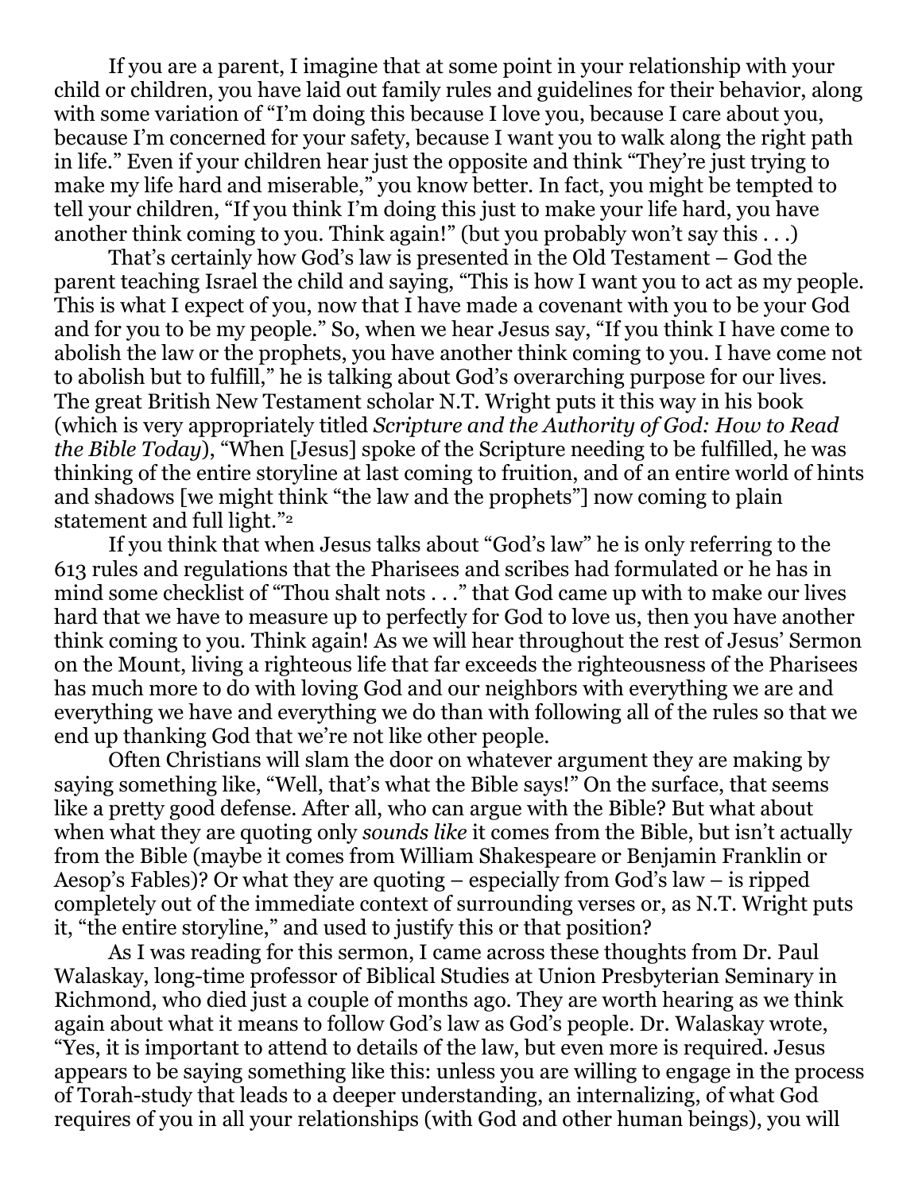If you are a parent, I imagine that at some point in your relationship with your child or children, you have laid out family rules and guidelines for their behavior, along with some variation of "I'm doing this because I love you, because I care about you, because I'm concerned for your safety, because I want you to walk along the right path in life." Even if your children hear just the opposite and think "They're just trying to make my life hard and miserable," you know better. In fact, you might be tempted to tell your children, "If you think I'm doing this just to make your life hard, you have another think coming to you. Think again!" (but you probably won't say this . . .)

That's certainly how God's law is presented in the Old Testament – God the parent teaching Israel the child and saying, "This is how I want you to act as my people. This is what I expect of you, now that I have made a covenant with you to be your God and for you to be my people." So, when we hear Jesus say, "If you think I have come to abolish the law or the prophets, you have another think coming to you. I have come not to abolish but to fulfill," he is talking about God's overarching purpose for our lives. The great British New Testament scholar N.T. Wright puts it this way in his book (which is very appropriately titled *Scripture and the Authority of God: How to Read the Bible Today*), "When [Jesus] spoke of the Scripture needing to be fulfilled, he was thinking of the entire storyline at last coming to fruition, and of an entire world of hints and shadows [we might think "the law and the prophets"] now coming to plain statement and full light."[2]

If you think that when Jesus talks about "God's law" he is only referring to the 613 rules and regulations that the Pharisees and scribes had formulated or he has in mind some checklist of "Thou shalt nots . . ." that God came up with to make our lives hard that we have to measure up to perfectly for God to love us, then you have another think coming to you. Think again! As we will hear throughout the rest of Jesus' Sermon on the Mount, living a righteous life that far exceeds the righteousness of the Pharisees has much more to do with loving God and our neighbors with everything we are and everything we have and everything we do than with following all of the rules so that we end up thanking God that we're not like other people.

Often Christians will slam the door on whatever argument they are making by saying something like, "Well, that's what the Bible says!" On the surface, that seems like a pretty good defense. After all, who can argue with the Bible? But what about when what they are quoting only *sounds like* it comes from the Bible, but isn't actually from the Bible (maybe it comes from William Shakespeare or Benjamin Franklin or Aesop's Fables)? Or what they are quoting – especially from God's law – is ripped completely out of the immediate context of surrounding verses or, as N.T. Wright puts it, "the entire storyline," and used to justify this or that position?

As I was reading for this sermon, I came across these thoughts from Dr. Paul Walaskay, long-time professor of Biblical Studies at Union Presbyterian Seminary in Richmond, who died just a couple of months ago. They are worth hearing as we think again about what it means to follow God's law as God's people. Dr. Walaskay wrote, "Yes, it is important to attend to details of the law, but even more is required. Jesus appears to be saying something like this: unless you are willing to engage in the process of Torah-study that leads to a deeper understanding, an internalizing, of what God requires of you in all your relationships (with God and other human beings), you will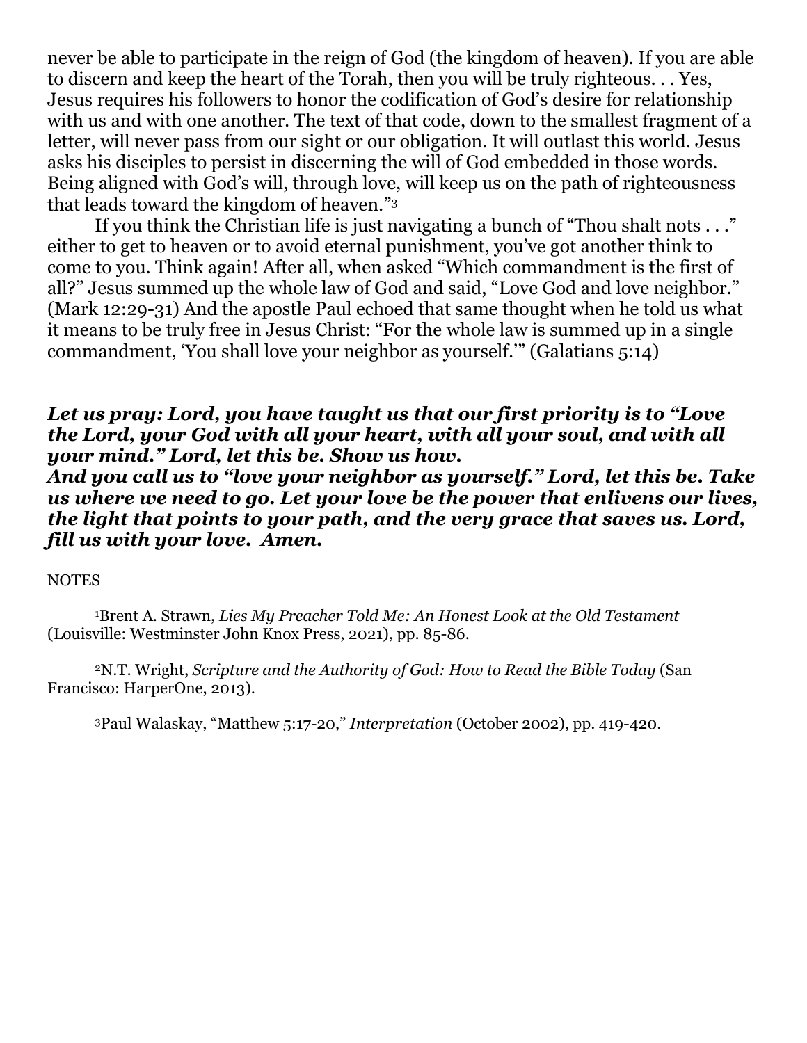never be able to participate in the reign of God (the kingdom of heaven). If you are able to discern and keep the heart of the Torah, then you will be truly righteous. . . Yes, Jesus requires his followers to honor the codification of God's desire for relationship with us and with one another. The text of that code, down to the smallest fragment of a letter, will never pass from our sight or our obligation. It will outlast this world. Jesus asks his disciples to persist in discerning the will of God embedded in those words. Being aligned with God's will, through love, will keep us on the path of righteousness that leads toward the kingdom of heaven."[3]

If you think the Christian life is just navigating a bunch of "Thou shalt nots . . ." either to get to heaven or to avoid eternal punishment, you've got another think to come to you. Think again! After all, when asked "Which commandment is the first of all?" Jesus summed up the whole law of God and said, "Love God and love neighbor." (Mark 12:29-31) And the apostle Paul echoed that same thought when he told us what it means to be truly free in Jesus Christ: "For the whole law is summed up in a single commandment, 'You shall love your neighbor as yourself.'" (Galatians 5:14)

***Let us pray: Lord, you have taught us that our first priority is to "Love the Lord, your God with all your heart, with all your soul, and with all your mind." Lord, let this be. Show us how.***
***And you call us to "love your neighbor as yourself." Lord, let this be. Take us where we need to go. Let your love be the power that enlivens our lives, the light that points to your path, and the very grace that saves us. Lord, fill us with your love. Amen.***

NOTES

[1]Brent A. Strawn, *Lies My Preacher Told Me: An Honest Look at the Old Testament* (Louisville: Westminster John Knox Press, 2021), pp. 85-86.

[2]N.T. Wright, *Scripture and the Authority of God: How to Read the Bible Today* (San Francisco: HarperOne, 2013).

[3]Paul Walaskay, "Matthew 5:17-20," *Interpretation* (October 2002), pp. 419-420.